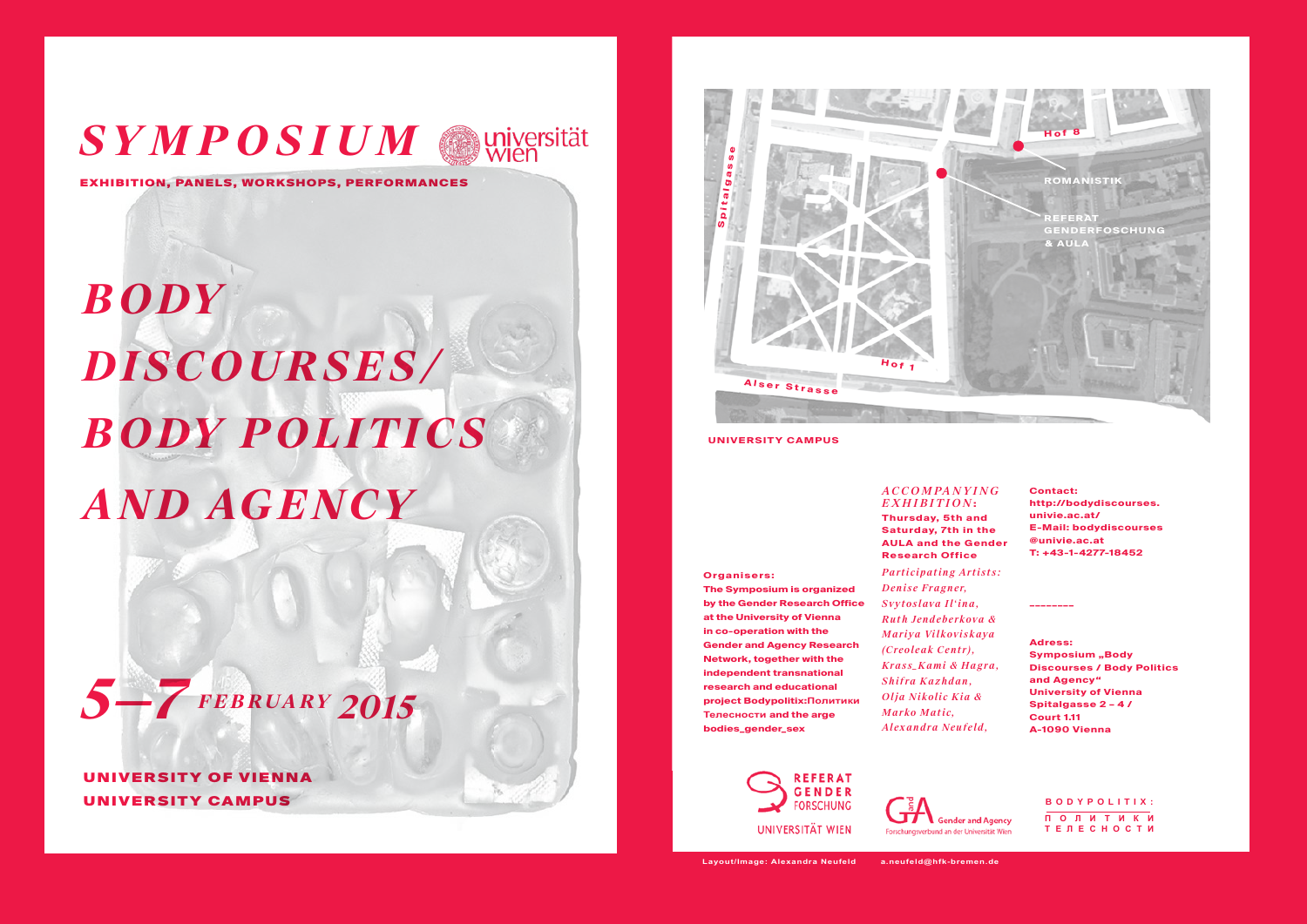# *SYMPOSIUM*

universität wien

**EXHIBITION, PANELS, WORKSHOPS, PERFORMANCES**

# *BODY DISCOURSES/ BODY POLITICS AND AGENCY*

## *5–7 FEBRUARY 2015*

**UNIVERSITY OF VIENNA**
**UNIVERSITY CAMPUS**

Spitalgasse

Hof 8

ROMANISTIK

REFERAT GENDERFOSCHUNG & AULA

Hof 1

Alser Strasse

**UNIVERSITY CAMPUS**

**Organisers:**
**The Symposium is organized by the Gender Research Office at the University of Vienna in co-operation with the Gender and Agency Research Network, together with the independent transnational research and educational project Bodypolitix:Политики Телесности and the arge bodies_gender_sex**

*ACCOMPANYING EXHIBITION:*
**Thursday, 5th and Saturday, 7th in the AULA and the Gender Research Office**

*Participating Artists:*
*Denise Fragner,*
*Svytoslava Il'ina,*
*Ruth Jendeberkova & Mariya Vilkoviskaya (Creoleak Centr),*
*Krass_Kami & Hagra,*
*Shifra Kazhdan,*
*Olja Nikolic Kia & Marko Matic,*
*Alexandra Neufeld,*

**Contact:**
**http://bodydiscourses.univie.ac.at/**
**E-Mail: bodydiscourses@univie.ac.at**
**T: +43-1-4277-18452**

--------

**Adress:**
**Symposium „Body Discourses / Body Politics and Agency"**
**University of Vienna**
**Spitalgasse 2 – 4 /**
**Court 1.11**
**A-1090 Vienna**

REFERAT GENDER FORSCHUNG
UNIVERSITÄT WIEN

G and A Gender and Agency
Forschungsverbund an der Universität Wien

BODYPOLITIX:
ПОЛИТИКИ ТЕЛЕСНОСТИ

Layout/Image: Alexandra Neufeld a.neufeld@hfk-bremen.de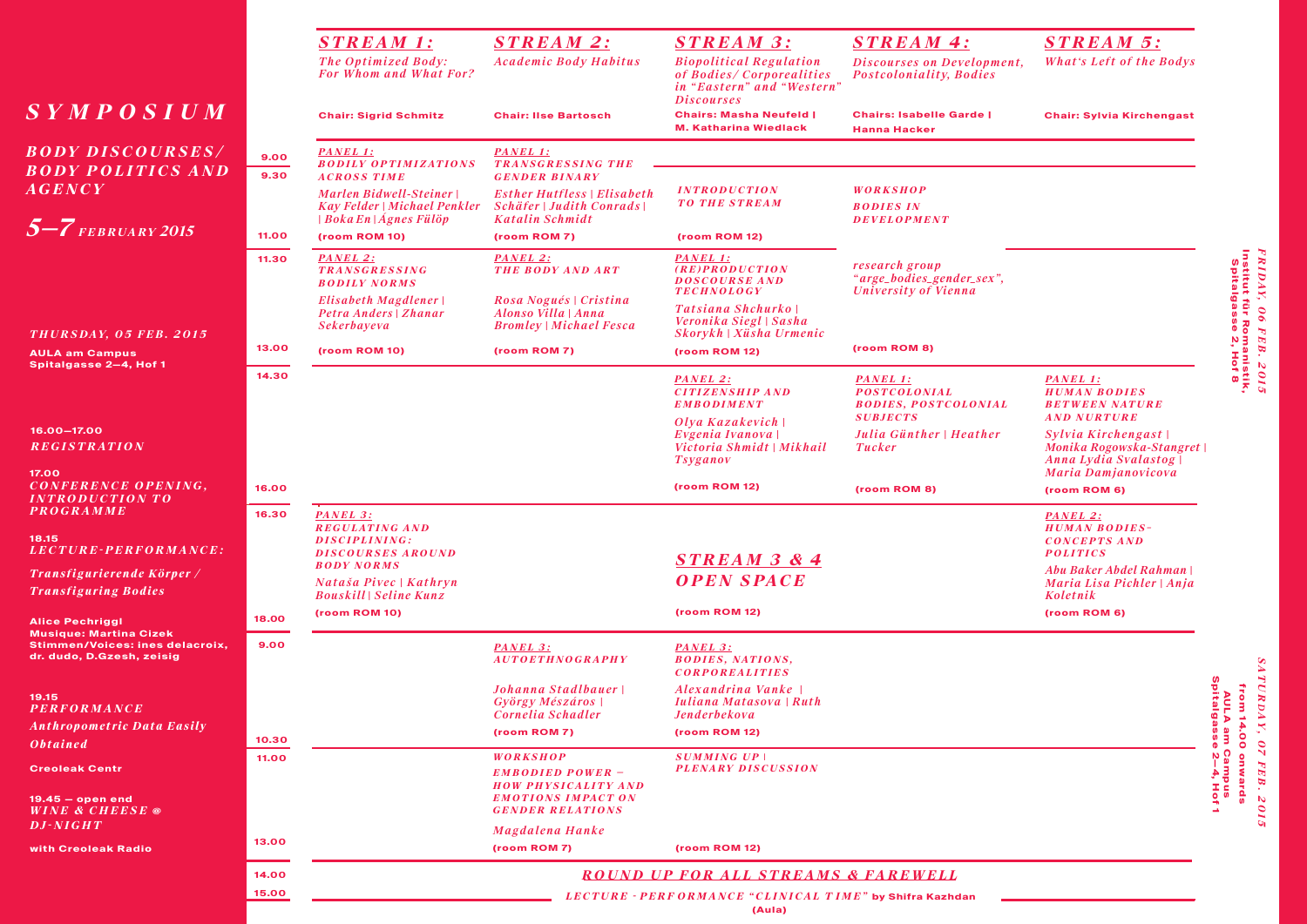# *SYMPOSIUM*

## *BODY DISCOURSES/ BODY POLITICS AND AGENCY*

### *5–7 FEBRUARY 2015*

*THURSDAY, 05 FEB. 2015*

**AULA am Campus**
**Spitalgasse 2–4, Hof 1**

**16.00–17.00**
*REGISTRATION*

**17.00**
*CONFERENCE OPENING, INTRODUCTION TO PROGRAMME*

**18.15**
*LECTURE-PERFORMANCE:*

*Transfigurierende Körper / Transfiguring Bodies*

**Alice Pechriggl**
**Musique: Martina Cizek**
**Stimmen/Voices: ines delacroix, dr. dudo, D.Gzesh, zeisig**

**19.15**
*PERFORMANCE*

*Anthropometric Data Easily Obtained*

**Creoleak Centr**

**19.45 – open end**
*WINE & CHEESE @ DJ-NIGHT*

**with Creoleak Radio**

---

*FRIDAY, 06 FEB. 2015*
**Institut für Romanistik, Spitalgasse 2, Hof 8**

| | *STREAM 1:* *The Optimized Body: For Whom and What For?* **Chair: Sigrid Schmitz** | *STREAM 2:* *Academic Body Habitus* **Chair: Ilse Bartosch** | *STREAM 3:* *Biopolitical Regulation of Bodies/ Corporealities in "Eastern" and "Western" Discourses* **Chairs: Masha Neufeld \| M. Katharina Wiedlack** | *STREAM 4:* *Discourses on Development, Postcoloniality, Bodies* **Chairs: Isabelle Garde \| Hanna Hacker** | *STREAM 5:* *What's Left of the Bodys* **Chair: Sylvia Kirchengast** |
|---|---|---|---|---|---|
| **9.00** | *PANEL 1: BODILY OPTIMIZATIONS ACROSS TIME* | *PANEL 1: TRANSGRESSING THE GENDER BINARY* | | | |
| **9.30** | *Marlen Bidwell-Steiner \| Kay Felder \| Michael Penkler \| Boka En \| Ágnes Fülöp* | *Esther Hutfless \| Elisabeth Schäfer \| Judith Conrads \| Katalin Schmidt* | *INTRODUCTION TO THE STREAM* | *WORKSHOP BODIES IN DEVELOPMENT* | |
| **11.00** | **(room ROM 10)** | **(room ROM 7)** | **(room ROM 12)** | | |
| **11.30** | *PANEL 2: TRANSGRESSING BODILY NORMS* *Elisabeth Magdlener \| Petra Anders \| Zhanar Sekerbayeva* | *PANEL 2: THE BODY AND ART* *Rosa Nogués \| Cristina Alonso Villa \| Anna Bromley \| Michael Fesca* | *PANEL 1: (RE)PRODUCTION DOSCOURSE AND TECHNOLOGY* *Tatsiana Shchurko \| Veronika Siegl \| Sasha Skorykh \| Xüsha Urmenic* | *research group "arge_bodies_gender_sex", University of Vienna* | |
| **13.00** | **(room ROM 10)** | **(room ROM 7)** | **(room ROM 12)** | **(room ROM 8)** | |
| **14.30** | | | *PANEL 2: CITIZENSHIP AND EMBODIMENT* *Olya Kazakevich \| Evgenia Ivanova \| Victoria Shmidt \| Mikhail Tsyganov* | *PANEL 1: POSTCOLONIAL BODIES, POSTCOLONIAL SUBJECTS* *Julia Günther \| Heather Tucker* | *PANEL 1: HUMAN BODIES BETWEEN NATURE AND NURTURE* *Sylvia Kirchengast \| Monika Rogowska-Stangret \| Anna Lydia Svalastog \| Maria Damjanovicova* |
| **16.00** | | | **(room ROM 12)** | **(room ROM 8)** | **(room ROM 6)** |
| **16.30** | *PANEL 3: REGULATING AND DISCIPLINING: DISCOURSES AROUND BODY NORMS* *Nataša Pivec \| Kathryn Bouskill \| Seline Kunz* | | *STREAM 3 & 4 OPEN SPACE* | | *PANEL 2: HUMAN BODIES-CONCEPTS AND POLITICS* *Abu Baker Abdel Rahman \| Maria Lisa Pichler \| Anja Koletnik* |
| **18.00** | **(room ROM 10)** | | **(room ROM 12)** | | **(room ROM 6)** |

---

*SATURDAY, 07 FEB. 2015*
**from 14.00 onwards AULA am Campus Spitalgasse 2–4, Hof 1**

| | *STREAM 1* | *STREAM 2* | *STREAM 3* | *STREAM 4* | *STREAM 5* |
|---|---|---|---|---|---|
| **9.00** | | *PANEL 3: AUTOETHNOGRAPHY* *Johanna Stadlbauer \| György Mészáros \| Cornelia Schadler* | *PANEL 3: BODIES, NATIONS, CORPOREALITIES* *Alexandrina Vanke \| Iuliana Matasova \| Ruth Jenderbekova* | | |
| **10.30** | | **(room ROM 7)** | **(room ROM 12)** | | |
| **11.00** | | *WORKSHOP EMBODIED POWER – HOW PHYSICALITY AND EMOTIONS IMPACT ON GENDER RELATIONS* *Magdalena Hanke* | *SUMMING UP \| PLENARY DISCUSSION* | | |
| **13.00** | | **(room ROM 7)** | **(room ROM 12)** | | |

**14.00** *ROUND UP FOR ALL STREAMS & FAREWELL*

**15.00** *LECTURE - PERFORMANCE "CLINICAL TIME"* **by Shifra Kazhdan (Aula)**